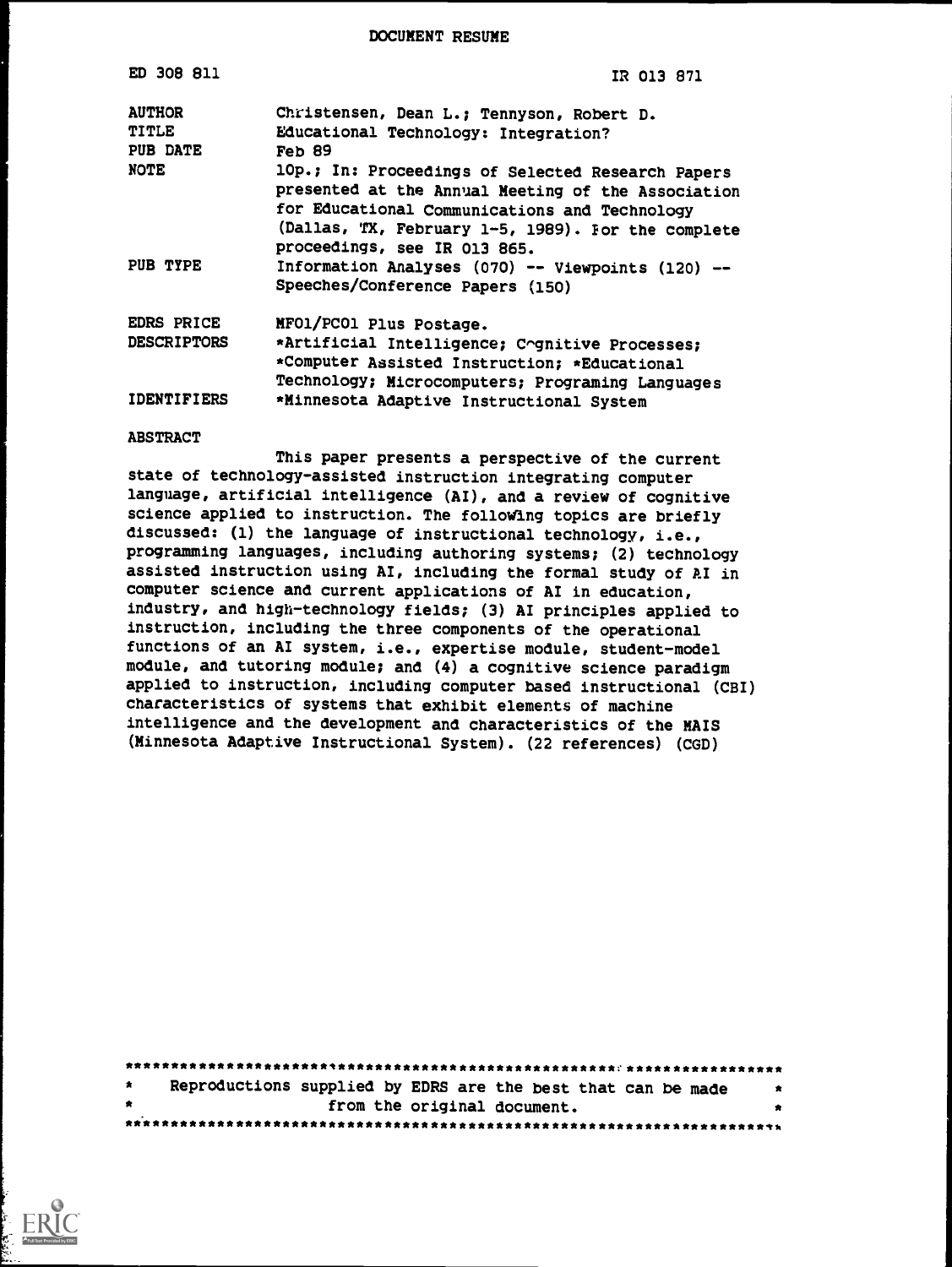DOCUMENT RESUME

| | |
|---|---|
| ED 308 811 | IR 013 871 |
| AUTHOR | Christensen, Dean L.; Tennyson, Robert D. |
| TITLE | Educational Technology: Integration? |
| PUB DATE | Feb 89 |
| NOTE | 10p.; In: Proceedings of Selected Research Papers presented at the Annual Meeting of the Association for Educational Communications and Technology (Dallas, TX, February 1-5, 1989). For the complete proceedings, see IR 013 865. |
| PUB TYPE | Information Analyses (070) -- Viewpoints (120) -- Speeches/Conference Papers (150) |
| EDRS PRICE | MF01/PC01 Plus Postage. |
| DESCRIPTORS | *Artificial Intelligence; Cognitive Processes; *Computer Assisted Instruction; *Educational Technology; Microcomputers; Programing Languages |
| IDENTIFIERS | *Minnesota Adaptive Instructional System |

ABSTRACT

This paper presents a perspective of the current state of technology-assisted instruction integrating computer language, artificial intelligence (AI), and a review of cognitive science applied to instruction. The following topics are briefly discussed: (1) the language of instructional technology, i.e., programming languages, including authoring systems; (2) technology assisted instruction using AI, including the formal study of AI in computer science and current applications of AI in education, industry, and high-technology fields; (3) AI principles applied to instruction, including the three components of the operational functions of an AI system, i.e., expertise module, student-model module, and tutoring module; and (4) a cognitive science paradigm applied to instruction, including computer based instructional (CBI) characteristics of systems that exhibit elements of machine intelligence and the development and characteristics of the MAIS (Minnesota Adaptive Instructional System). (22 references) (CGD)

***********************************************************************
* Reproductions supplied by EDRS are the best that can be made *
* from the original document. *
***********************************************************************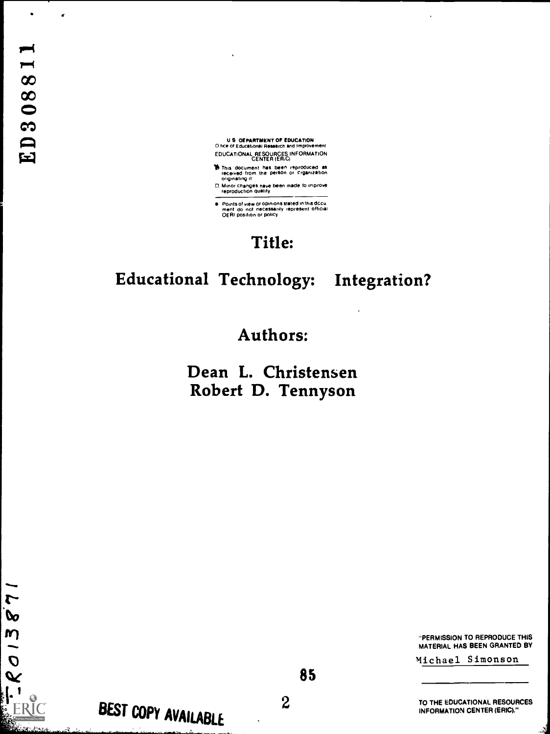ED308811

U S DEPARTMENT OF EDUCATION
Office of Educational Research and Improvement

EDUCATIONAL RESOURCES INFORMATION CENTER (ERIC)

- This document has been reproduced as received from the person or organization originating it
- Minor changes have been made to improve reproduction quality

- Points of view or opinions stated in this document do not necessarily represent official OERI position or policy

# Title:

## Educational Technology: Integration?

## Authors:

### Dean L. Christensen
### Robert D. Tennyson

85

"PERMISSION TO REPRODUCE THIS MATERIAL HAS BEEN GRANTED BY

Michael Simonson

TO THE EDUCATIONAL RESOURCES INFORMATION CENTER (ERIC)."

IR013871

BEST COPY AVAILABLE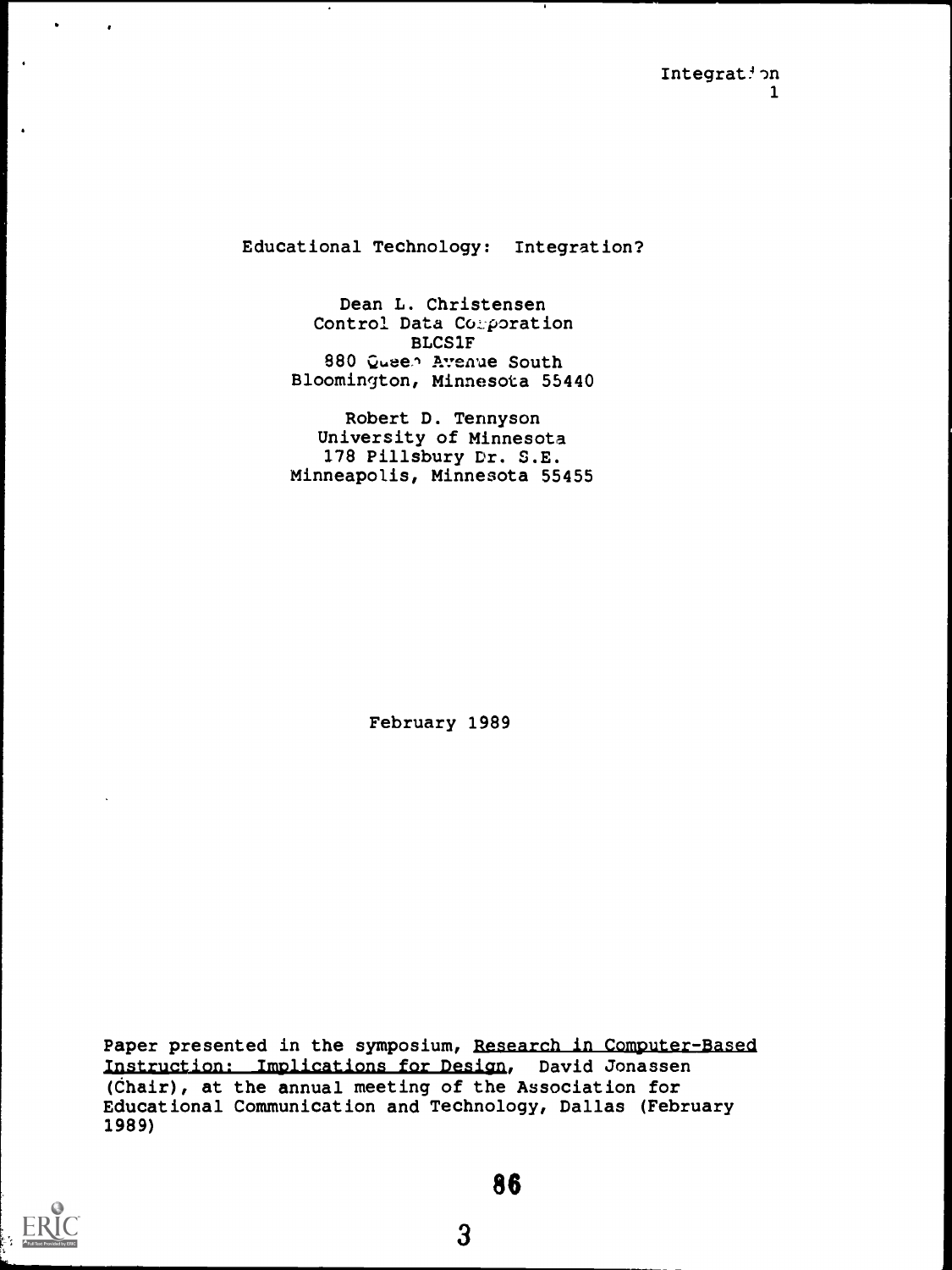# Educational Technology: Integration?

Dean L. Christensen
Control Data Corporation
BLCS1F
880 Queen Avenue South
Bloomington, Minnesota 55440

Robert D. Tennyson
University of Minnesota
178 Pillsbury Dr. S.E.
Minneapolis, Minnesota 55455

February 1989

Paper presented in the symposium, Research in Computer-Based Instruction: Implications for Design, David Jonassen (Chair), at the annual meeting of the Association for Educational Communication and Technology, Dallas (February 1989)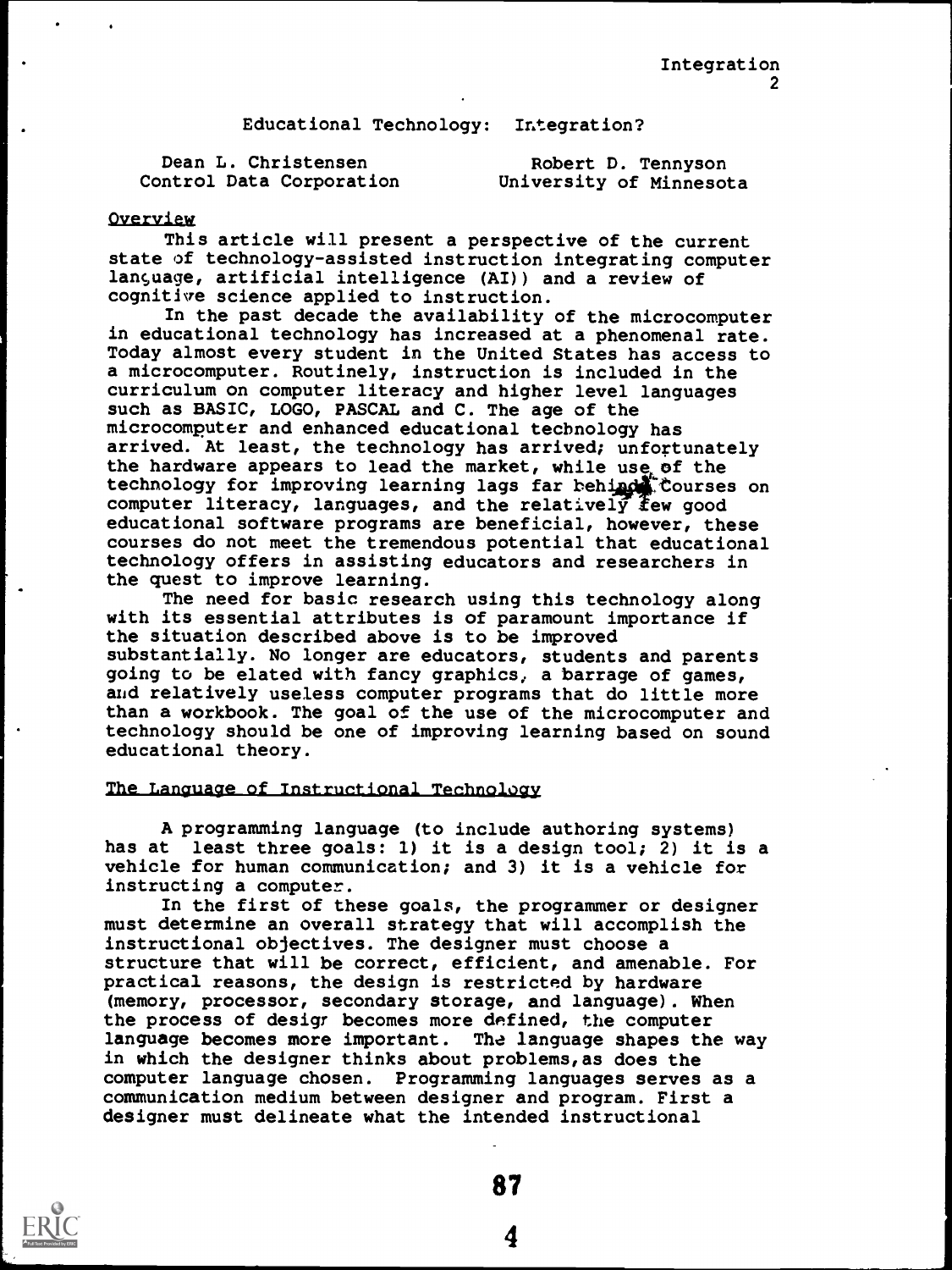# Educational Technology: Integration?

Dean L. Christensen
Control Data Corporation

Robert D. Tennyson
University of Minnesota

## Overview

This article will present a perspective of the current state of technology-assisted instruction integrating computer language, artificial intelligence (AI)) and a review of cognitive science applied to instruction.

In the past decade the availability of the microcomputer in educational technology has increased at a phenomenal rate. Today almost every student in the United States has access to a microcomputer. Routinely, instruction is included in the curriculum on computer literacy and higher level languages such as BASIC, LOGO, PASCAL and C. The age of the microcomputer and enhanced educational technology has arrived. At least, the technology has arrived; unfortunately the hardware appears to lead the market, while use of the technology for improving learning lags far behind. Courses on computer literacy, languages, and the relatively few good educational software programs are beneficial, however, these courses do not meet the tremendous potential that educational technology offers in assisting educators and researchers in the quest to improve learning.

The need for basic research using this technology along with its essential attributes is of paramount importance if the situation described above is to be improved substantially. No longer are educators, students and parents going to be elated with fancy graphics, a barrage of games, and relatively useless computer programs that do little more than a workbook. The goal of the use of the microcomputer and technology should be one of improving learning based on sound educational theory.

## The Language of Instructional Technology

A programming language (to include authoring systems) has at least three goals: 1) it is a design tool; 2) it is a vehicle for human communication; and 3) it is a vehicle for instructing a computer.

In the first of these goals, the programmer or designer must determine an overall strategy that will accomplish the instructional objectives. The designer must choose a structure that will be correct, efficient, and amenable. For practical reasons, the design is restricted by hardware (memory, processor, secondary storage, and language). When the process of design becomes more defined, the computer language becomes more important. The language shapes the way in which the designer thinks about problems, as does the computer language chosen. Programming languages serves as a communication medium between designer and program. First a designer must delineate what the intended instructional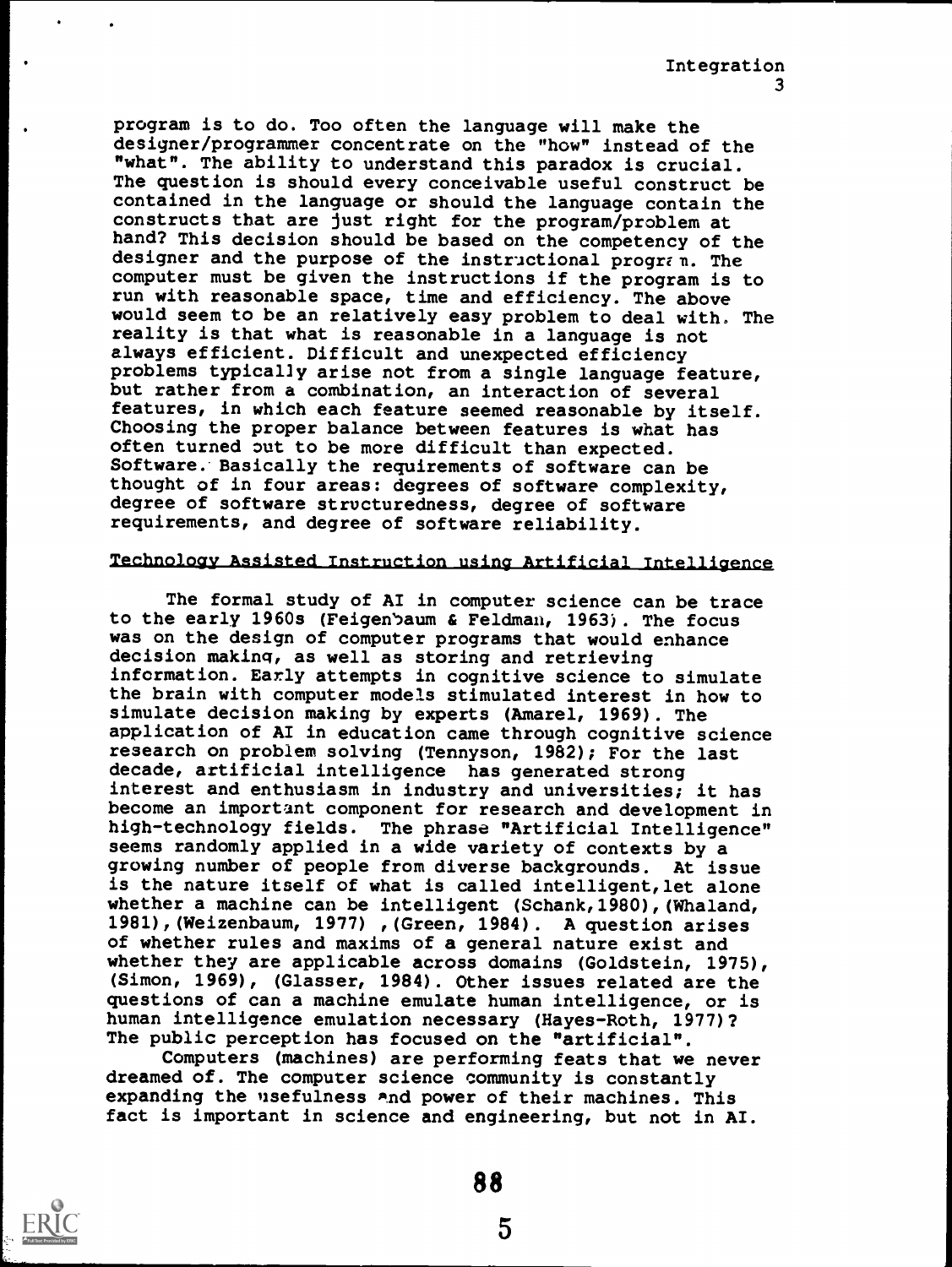program is to do. Too often the language will make the designer/programmer concentrate on the "how" instead of the "what". The ability to understand this paradox is crucial. The question is should every conceivable useful construct be contained in the language or should the language contain the constructs that are just right for the program/problem at hand? This decision should be based on the competency of the designer and the purpose of the instructional program. The computer must be given the instructions if the program is to run with reasonable space, time and efficiency. The above would seem to be an relatively easy problem to deal with. The reality is that what is reasonable in a language is not always efficient. Difficult and unexpected efficiency problems typically arise not from a single language feature, but rather from a combination, an interaction of several features, in which each feature seemed reasonable by itself. Choosing the proper balance between features is what has often turned out to be more difficult than expected. Software. Basically the requirements of software can be thought of in four areas: degrees of software complexity, degree of software structuredness, degree of software requirements, and degree of software reliability.

## Technology Assisted Instruction using Artificial Intelligence

The formal study of AI in computer science can be trace to the early 1960s (Feigenbaum & Feldman, 1963). The focus was on the design of computer programs that would enhance decision making, as well as storing and retrieving information. Early attempts in cognitive science to simulate the brain with computer models stimulated interest in how to simulate decision making by experts (Amarel, 1969). The application of AI in education came through cognitive science research on problem solving (Tennyson, 1982); For the last decade, artificial intelligence has generated strong interest and enthusiasm in industry and universities; it has become an important component for research and development in high-technology fields. The phrase "Artificial Intelligence" seems randomly applied in a wide variety of contexts by a growing number of people from diverse backgrounds. At issue is the nature itself of what is called intelligent, let alone whether a machine can be intelligent (Schank, 1980), (Whaland, 1981), (Weizenbaum, 1977), (Green, 1984). A question arises of whether rules and maxims of a general nature exist and whether they are applicable across domains (Goldstein, 1975), (Simon, 1969), (Glasser, 1984). Other issues related are the questions of can a machine emulate human intelligence, or is human intelligence emulation necessary (Hayes-Roth, 1977)? The public perception has focused on the "artificial".

Computers (machines) are performing feats that we never dreamed of. The computer science community is constantly expanding the usefulness and power of their machines. This fact is important in science and engineering, but not in AI.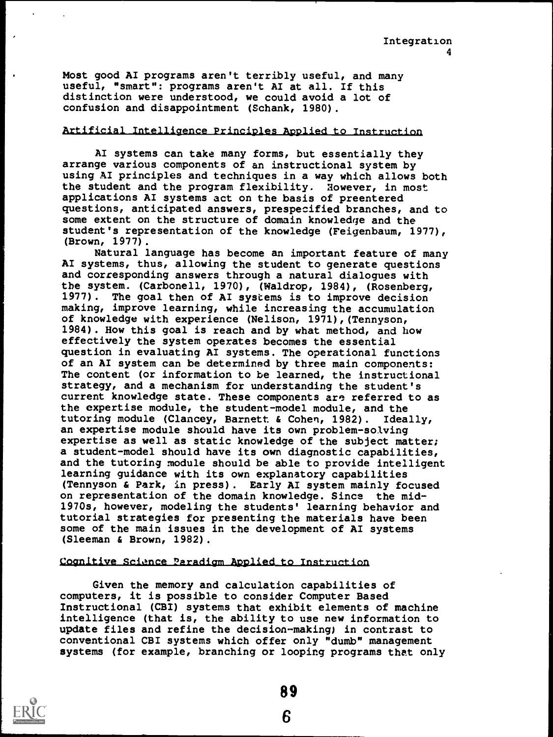Most good AI programs aren't terribly useful, and many useful, "smart": programs aren't AI at all. If this distinction were understood, we could avoid a lot of confusion and disappointment (Schank, 1980).

## Artificial Intelligence Principles Applied to Instruction

AI systems can take many forms, but essentially they arrange various components of an instructional system by using AI principles and techniques in a way which allows both the student and the program flexibility. However, in most applications AI systems act on the basis of preentered questions, anticipated answers, prespecified branches, and to some extent on the structure of domain knowledge and the student's representation of the knowledge (Feigenbaum, 1977), (Brown, 1977).

Natural language has become an important feature of many AI systems, thus, allowing the student to generate questions and corresponding answers through a natural dialogues with the system. (Carbonell, 1970), (Waldrop, 1984), (Rosenberg, 1977). The goal then of AI systems is to improve decision making, improve learning, while increasing the accumulation of knowledge with experience (Nelison, 1971),(Tennyson, 1984). How this goal is reach and by what method, and how effectively the system operates becomes the essential question in evaluating AI systems. The operational functions of an AI system can be determined by three main components: The content (or information to be learned, the instructional strategy, and a mechanism for understanding the student's current knowledge state. These components are referred to as the expertise module, the student-model module, and the tutoring module (Clancey, Barnett & Cohen, 1982). Ideally, an expertise module should have its own problem-solving expertise as well as static knowledge of the subject matter; a student-model should have its own diagnostic capabilities, and the tutoring module should be able to provide intelligent learning guidance with its own explanatory capabilities (Tennyson & Park, in press). Early AI system mainly focused on representation of the domain knowledge. Since the mid-1970s, however, modeling the students' learning behavior and tutorial strategies for presenting the materials have been some of the main issues in the development of AI systems (Sleeman & Brown, 1982).

## Cognitive Science Paradigm Applied to Instruction

Given the memory and calculation capabilities of computers, it is possible to consider Computer Based Instructional (CBI) systems that exhibit elements of machine intelligence (that is, the ability to use new information to update files and refine the decision-making) in contrast to conventional CBI systems which offer only "dumb" management systems (for example, branching or looping programs that only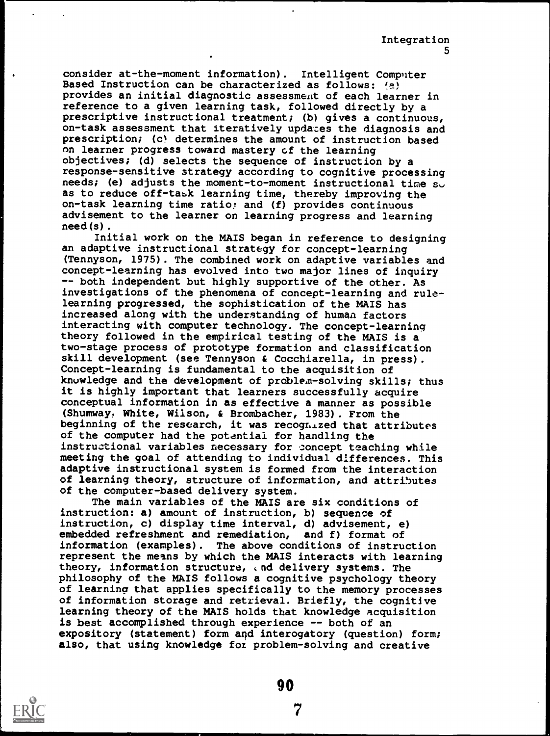consider at-the-moment information). Intelligent Computer Based Instruction can be characterized as follows: (a) provides an initial diagnostic assessment of each learner in reference to a given learning task, followed directly by a prescriptive instructional treatment; (b) gives a continuous, on-task assessment that iteratively updates the diagnosis and prescription; (c) determines the amount of instruction based on learner progress toward mastery of the learning objectives; (d) selects the sequence of instruction by a response-sensitive strategy according to cognitive processing needs; (e) adjusts the moment-to-moment instructional time so as to reduce off-task learning time, thereby improving the on-task learning time ratio; and (f) provides continuous advisement to the learner on learning progress and learning need(s).

Initial work on the MAIS began in reference to designing an adaptive instructional strategy for concept-learning (Tennyson, 1975). The combined work on adaptive variables and concept-learning has evolved into two major lines of inquiry -- both independent but highly supportive of the other. As investigations of the phenomena of concept-learning and rule-learning progressed, the sophistication of the MAIS has increased along with the understanding of human factors interacting with computer technology. The concept-learning theory followed in the empirical testing of the MAIS is a two-stage process of prototype formation and classification skill development (see Tennyson & Cocchiarella, in press). Concept-learning is fundamental to the acquisition of knowledge and the development of problem-solving skills; thus it is highly important that learners successfully acquire conceptual information in as effective a manner as possible (Shumway, White, Wilson, & Brombacher, 1983). From the beginning of the research, it was recognized that attributes of the computer had the potential for handling the instructional variables necessary for concept teaching while meeting the goal of attending to individual differences. This adaptive instructional system is formed from the interaction of learning theory, structure of information, and attributes of the computer-based delivery system.

The main variables of the MAIS are six conditions of instruction: a) amount of instruction, b) sequence of instruction, c) display time interval, d) advisement, e) embedded refreshment and remediation, and f) format of information (examples). The above conditions of instruction represent the means by which the MAIS interacts with learning theory, information structure, and delivery systems. The philosophy of the MAIS follows a cognitive psychology theory of learning that applies specifically to the memory processes of information storage and retrieval. Briefly, the cognitive learning theory of the MAIS holds that knowledge acquisition is best accomplished through experience -- both of an expository (statement) form and interogatory (question) form; also, that using knowledge for problem-solving and creative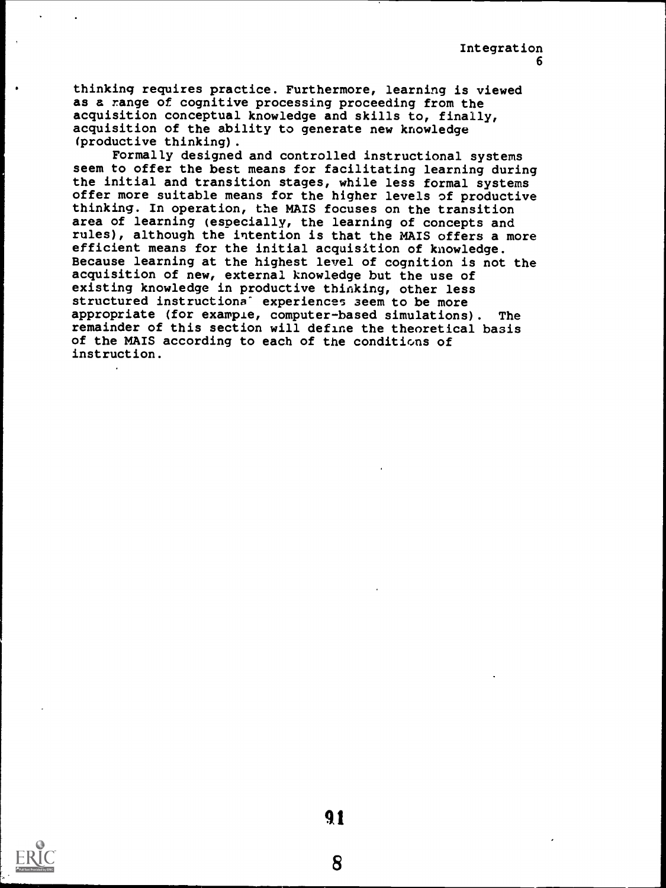thinking requires practice. Furthermore, learning is viewed as a range of cognitive processing proceeding from the acquisition conceptual knowledge and skills to, finally, acquisition of the ability to generate new knowledge (productive thinking).

Formally designed and controlled instructional systems seem to offer the best means for facilitating learning during the initial and transition stages, while less formal systems offer more suitable means for the higher levels of productive thinking. In operation, the MAIS focuses on the transition area of learning (especially, the learning of concepts and rules), although the intention is that the MAIS offers a more efficient means for the initial acquisition of knowledge. Because learning at the highest level of cognition is not the acquisition of new, external knowledge but the use of existing knowledge in productive thinking, other less structured instructional experiences seem to be more appropriate (for example, computer-based simulations). The remainder of this section will define the theoretical basis of the MAIS according to each of the conditions of instruction.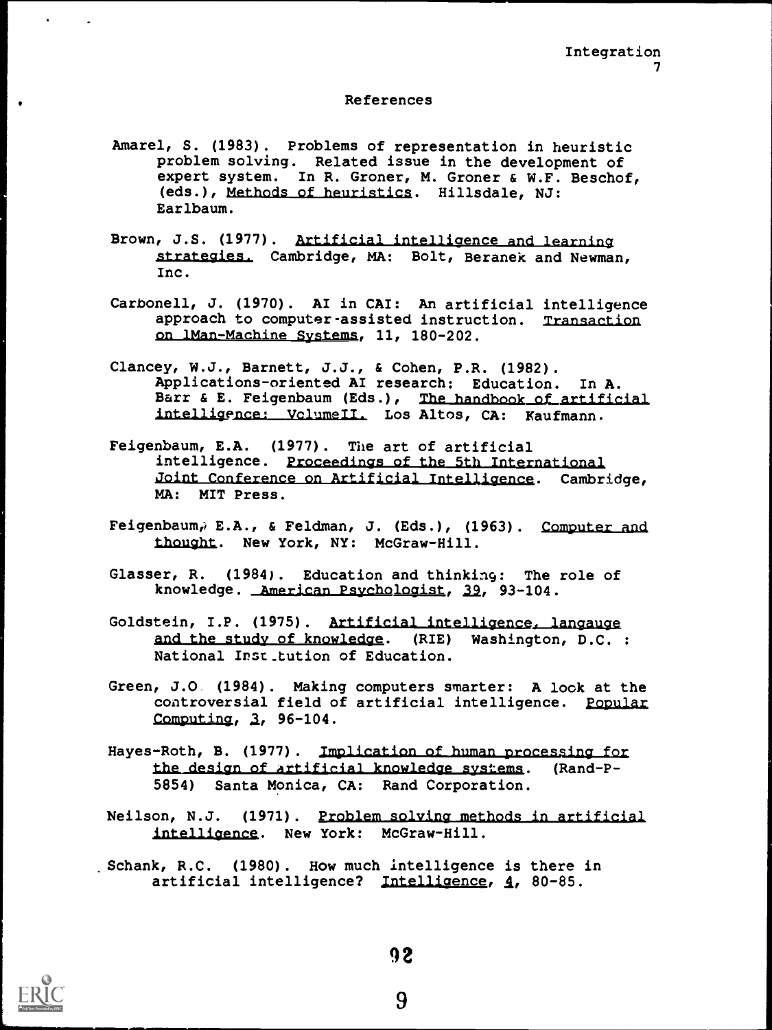## References

Amarel, S. (1983). Problems of representation in heuristic problem solving. Related issue in the development of expert system. In R. Groner, M. Groner & W.F. Beschof, (eds.), Methods of heuristics. Hillsdale, NJ: Earlbaum.

Brown, J.S. (1977). Artificial intelligence and learning strategies. Cambridge, MA: Bolt, Beranek and Newman, Inc.

Carbonell, J. (1970). AI in CAI: An artificial intelligence approach to computer-assisted instruction. Transaction on lMan-Machine Systems, 11, 180-202.

Clancey, W.J., Barnett, J.J., & Cohen, P.R. (1982). Applications-oriented AI research: Education. In A. Barr & E. Feigenbaum (Eds.), The handbook of artificial intelligence: VolumeII. Los Altos, CA: Kaufmann.

Feigenbaum, E.A. (1977). The art of artificial intelligence. Proceedings of the 5th International Joint Conference on Artificial Intelligence. Cambridge, MA: MIT Press.

Feigenbaum, E.A., & Feldman, J. (Eds.), (1963). Computer and thought. New York, NY: McGraw-Hill.

Glasser, R. (1984). Education and thinking: The role of knowledge. American Psychologist, 39, 93-104.

Goldstein, I.P. (1975). Artificial intelligence, langauge and the study of knowledge. (RIE) Washington, D.C. : National Inst.tution of Education.

Green, J.O (1984). Making computers smarter: A look at the controversial field of artificial intelligence. Popular Computing, 3, 96-104.

Hayes-Roth, B. (1977). Implication of human processing for the design of artificial knowledge systems. (Rand-P-5854) Santa Monica, CA: Rand Corporation.

Neilson, N.J. (1971). Problem solving methods in artificial intelligence. New York: McGraw-Hill.

Schank, R.C. (1980). How much intelligence is there in artificial intelligence? Intelligence, 4, 80-85.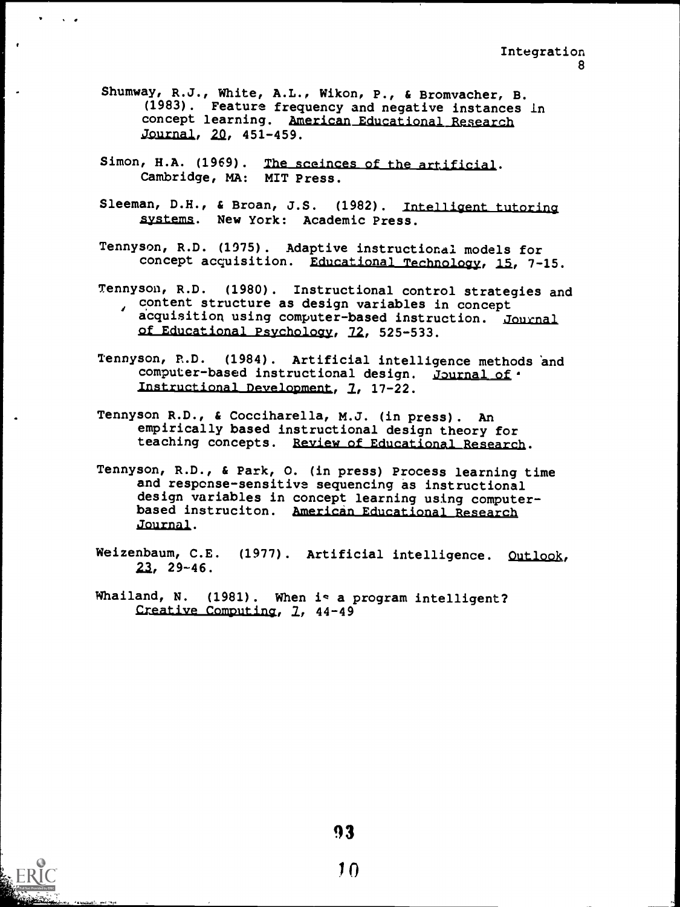Shumway, R.J., White, A.L., Wikon, P., & Bromvacher, B. (1983). Feature frequency and negative instances in concept learning. American Educational Research Journal, 20, 451-459.

Simon, H.A. (1969). The sceinces of the artificial. Cambridge, MA: MIT Press.

Sleeman, D.H., & Broan, J.S. (1982). Intelligent tutoring systems. New York: Academic Press.

Tennyson, R.D. (1975). Adaptive instructional models for concept acquisition. Educational Technology, 15, 7-15.

Tennyson, R.D. (1980). Instructional control strategies and content structure as design variables in concept acquisition using computer-based instruction. Journal of Educational Psychology, 72, 525-533.

Tennyson, R.D. (1984). Artificial intelligence methods and computer-based instructional design. Journal of Instructional Development, 7, 17-22.

Tennyson R.D., & Cocciharella, M.J. (in press). An empirically based instructional design theory for teaching concepts. Review of Educational Research.

Tennyson, R.D., & Park, O. (in press) Process learning time and response-sensitive sequencing as instructional design variables in concept learning using computer-based instruciton. American Educational Research Journal.

Weizenbaum, C.E. (1977). Artificial intelligence. Outlook, 23, 29-46.

Whailand, N. (1981). When is a program intelligent? Creative Computing, 7, 44-49